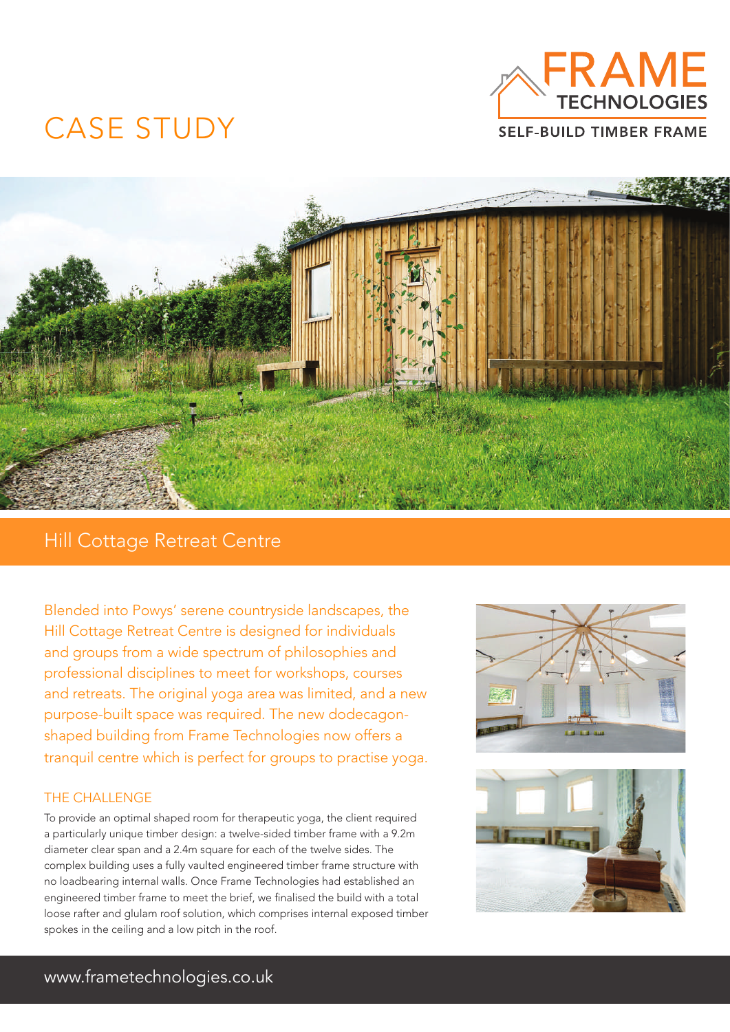# CASE STUDY

FRAME TECHNOLOGIES

SELF-BUILD TIMBER FRAME

## Hill Cottage Retreat Centre

Blended into Powys' serene countryside landscapes, the Hill Cottage Retreat Centre is designed for individuals and groups from a wide spectrum of philosophies and professional disciplines to meet for workshops, courses and retreats. The original yoga area was limited, and a new purpose-built space was required. The new dodecagon-shaped building from Frame Technologies now offers a tranquil centre which is perfect for groups to practise yoga.

### THE CHALLENGE

To provide an optimal shaped room for therapeutic yoga, the client required a particularly unique timber design: a twelve-sided timber frame with a 9.2m diameter clear span and a 2.4m square for each of the twelve sides. The complex building uses a fully vaulted engineered timber frame structure with no loadbearing internal walls. Once Frame Technologies had established an engineered timber frame to meet the brief, we finalised the build with a total loose rafter and glulam roof solution, which comprises internal exposed timber spokes in the ceiling and a low pitch in the roof.

www.frametechnologies.co.uk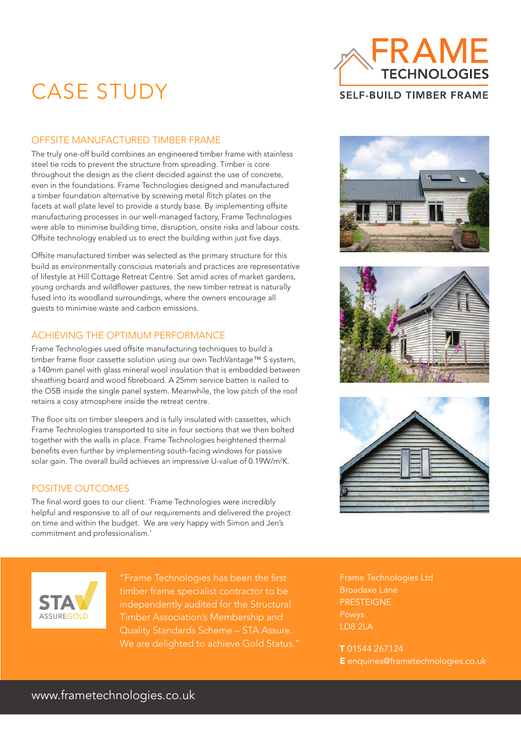# CASE STUDY

FRAME TECHNOLOGIES

SELF-BUILD TIMBER FRAME

## OFFSITE MANUFACTURED TIMBER FRAME

The truly one-off build combines an engineered timber frame with stainless steel tie rods to prevent the structure from spreading. Timber is core throughout the design as the client decided against the use of concrete, even in the foundations. Frame Technologies designed and manufactured a timber foundation alternative by screwing metal flitch plates on the facets at wall plate level to provide a sturdy base. By implementing offsite manufacturing processes in our well-managed factory, Frame Technologies were able to minimise building time, disruption, onsite risks and labour costs. Offsite technology enabled us to erect the building within just five days.

Offsite manufactured timber was selected as the primary structure for this build as environmentally conscious materials and practices are representative of lifestyle at Hill Cottage Retreat Centre. Set amid acres of market gardens, young orchards and wildflower pastures, the new timber retreat is naturally fused into its woodland surroundings, where the owners encourage all guests to minimise waste and carbon emissions.

## ACHIEVING THE OPTIMUM PERFORMANCE

Frame Technologies used offsite manufacturing techniques to build a timber frame floor cassette solution using our own TechVantage™ S system, a 140mm panel with glass mineral wool insulation that is embedded between sheathing board and wood fibreboard. A 25mm service batten is nailed to the OSB inside the single panel system. Meanwhile, the low pitch of the roof retains a cosy atmosphere inside the retreat centre.

The floor sits on timber sleepers and is fully insulated with cassettes, which Frame Technologies transported to site in four sections that we then bolted together with the walls in place. Frame Technologies heightened thermal benefits even further by implementing south-facing windows for passive solar gain. The overall build achieves an impressive U-value of 0.19W/m$^2$K.

## POSITIVE OUTCOMES

The final word goes to our client. 'Frame Technologies were incredibly helpful and responsive to all of our requirements and delivered the project on time and within the budget. We are very happy with Simon and Jen's commitment and professionalism.'

STA ASSUREGOLD

"Frame Technologies has been the first timber frame specialist contractor to be independently audited for the Structural Timber Association's Membership and Quality Standards Scheme – STA Assure. We are delighted to achieve Gold Status."

Frame Technologies Ltd
Broadaxe Lane
PRESTEIGNE
Powys
LD8 2LA

**T** 01544 267124
**E** enquiries@frametechnologies.co.uk

www.frametechnologies.co.uk